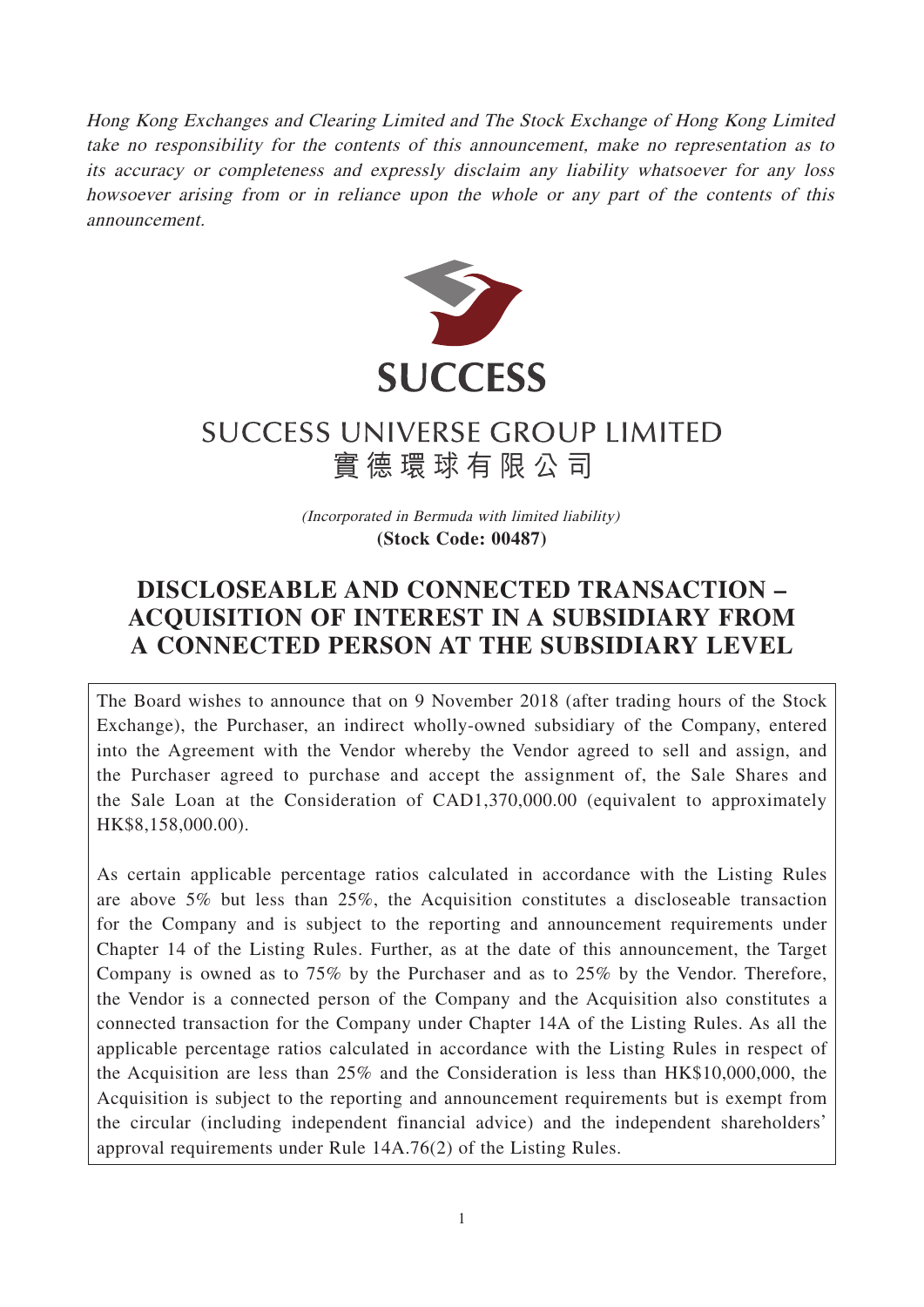*Hong Kong Exchanges and Clearing Limited and The Stock Exchange of Hong Kong Limited take no responsibility for the contents of this announcement, make no representation as to its accuracy or completeness and expressly disclaim any liability whatsoever for any loss howsoever arising from or in reliance upon the whole or any part of the contents of this announcement.*

**SUCCESS**

# SUCCESS UNIVERSE GROUP LIMITED
# 實德環球有限公司

*(Incorporated in Bermuda with limited liability)*
**(Stock Code: 00487)**

# DISCLOSEABLE AND CONNECTED TRANSACTION – ACQUISITION OF INTEREST IN A SUBSIDIARY FROM A CONNECTED PERSON AT THE SUBSIDIARY LEVEL

The Board wishes to announce that on 9 November 2018 (after trading hours of the Stock Exchange), the Purchaser, an indirect wholly-owned subsidiary of the Company, entered into the Agreement with the Vendor whereby the Vendor agreed to sell and assign, and the Purchaser agreed to purchase and accept the assignment of, the Sale Shares and the Sale Loan at the Consideration of CAD1,370,000.00 (equivalent to approximately HK$8,158,000.00).

As certain applicable percentage ratios calculated in accordance with the Listing Rules are above 5% but less than 25%, the Acquisition constitutes a discloseable transaction for the Company and is subject to the reporting and announcement requirements under Chapter 14 of the Listing Rules. Further, as at the date of this announcement, the Target Company is owned as to 75% by the Purchaser and as to 25% by the Vendor. Therefore, the Vendor is a connected person of the Company and the Acquisition also constitutes a connected transaction for the Company under Chapter 14A of the Listing Rules. As all the applicable percentage ratios calculated in accordance with the Listing Rules in respect of the Acquisition are less than 25% and the Consideration is less than HK$10,000,000, the Acquisition is subject to the reporting and announcement requirements but is exempt from the circular (including independent financial advice) and the independent shareholders' approval requirements under Rule 14A.76(2) of the Listing Rules.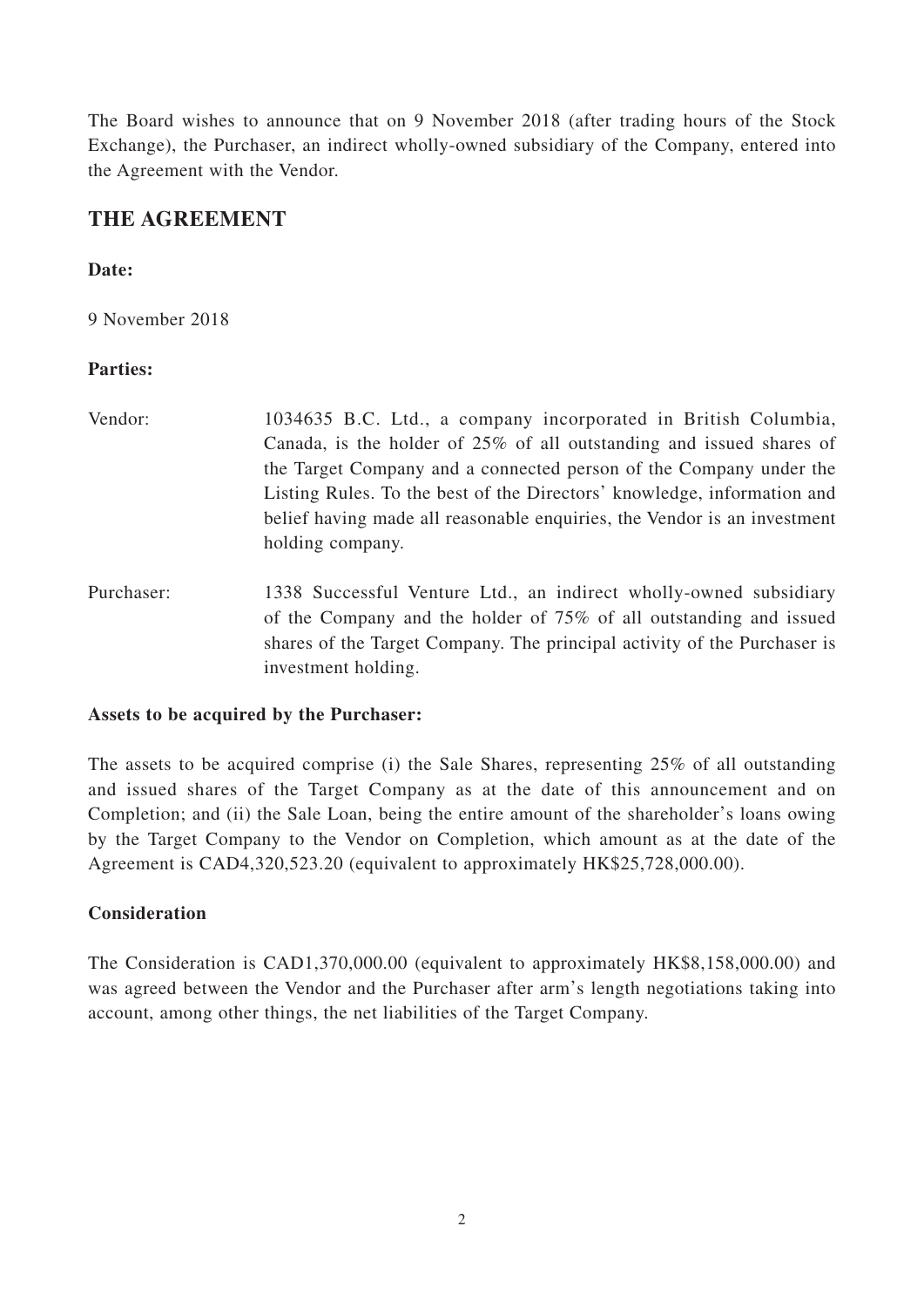The Board wishes to announce that on 9 November 2018 (after trading hours of the Stock Exchange), the Purchaser, an indirect wholly-owned subsidiary of the Company, entered into the Agreement with the Vendor.

## THE AGREEMENT

**Date:**

9 November 2018

**Parties:**

Vendor: 1034635 B.C. Ltd., a company incorporated in British Columbia, Canada, is the holder of 25% of all outstanding and issued shares of the Target Company and a connected person of the Company under the Listing Rules. To the best of the Directors' knowledge, information and belief having made all reasonable enquiries, the Vendor is an investment holding company.

Purchaser: 1338 Successful Venture Ltd., an indirect wholly-owned subsidiary of the Company and the holder of 75% of all outstanding and issued shares of the Target Company. The principal activity of the Purchaser is investment holding.

**Assets to be acquired by the Purchaser:**

The assets to be acquired comprise (i) the Sale Shares, representing 25% of all outstanding and issued shares of the Target Company as at the date of this announcement and on Completion; and (ii) the Sale Loan, being the entire amount of the shareholder's loans owing by the Target Company to the Vendor on Completion, which amount as at the date of the Agreement is CAD4,320,523.20 (equivalent to approximately HK$25,728,000.00).

**Consideration**

The Consideration is CAD1,370,000.00 (equivalent to approximately HK$8,158,000.00) and was agreed between the Vendor and the Purchaser after arm's length negotiations taking into account, among other things, the net liabilities of the Target Company.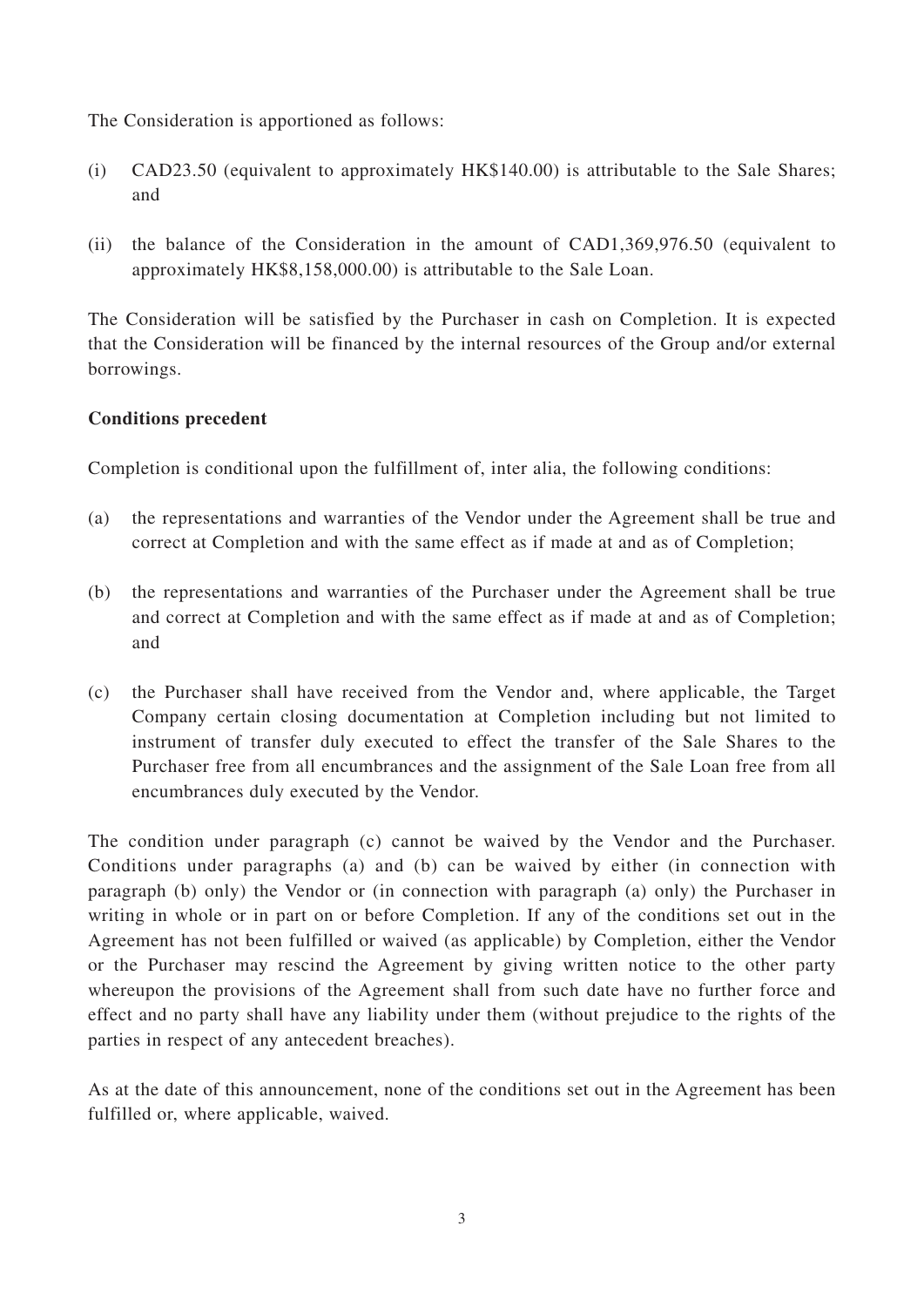The Consideration is apportioned as follows:

(i) CAD23.50 (equivalent to approximately HK$140.00) is attributable to the Sale Shares; and

(ii) the balance of the Consideration in the amount of CAD1,369,976.50 (equivalent to approximately HK$8,158,000.00) is attributable to the Sale Loan.

The Consideration will be satisfied by the Purchaser in cash on Completion. It is expected that the Consideration will be financed by the internal resources of the Group and/or external borrowings.

**Conditions precedent**

Completion is conditional upon the fulfillment of, inter alia, the following conditions:

(a) the representations and warranties of the Vendor under the Agreement shall be true and correct at Completion and with the same effect as if made at and as of Completion;

(b) the representations and warranties of the Purchaser under the Agreement shall be true and correct at Completion and with the same effect as if made at and as of Completion; and

(c) the Purchaser shall have received from the Vendor and, where applicable, the Target Company certain closing documentation at Completion including but not limited to instrument of transfer duly executed to effect the transfer of the Sale Shares to the Purchaser free from all encumbrances and the assignment of the Sale Loan free from all encumbrances duly executed by the Vendor.

The condition under paragraph (c) cannot be waived by the Vendor and the Purchaser. Conditions under paragraphs (a) and (b) can be waived by either (in connection with paragraph (b) only) the Vendor or (in connection with paragraph (a) only) the Purchaser in writing in whole or in part on or before Completion. If any of the conditions set out in the Agreement has not been fulfilled or waived (as applicable) by Completion, either the Vendor or the Purchaser may rescind the Agreement by giving written notice to the other party whereupon the provisions of the Agreement shall from such date have no further force and effect and no party shall have any liability under them (without prejudice to the rights of the parties in respect of any antecedent breaches).

As at the date of this announcement, none of the conditions set out in the Agreement has been fulfilled or, where applicable, waived.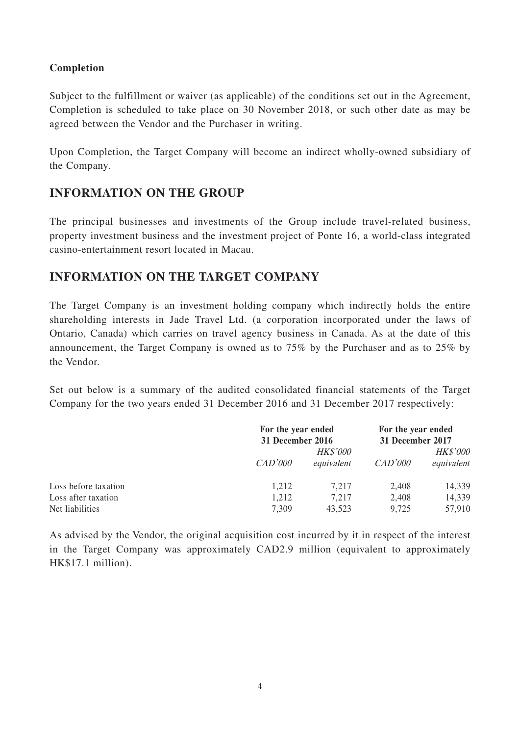**Completion**

Subject to the fulfillment or waiver (as applicable) of the conditions set out in the Agreement, Completion is scheduled to take place on 30 November 2018, or such other date as may be agreed between the Vendor and the Purchaser in writing.

Upon Completion, the Target Company will become an indirect wholly-owned subsidiary of the Company.

## INFORMATION ON THE GROUP

The principal businesses and investments of the Group include travel-related business, property investment business and the investment project of Ponte 16, a world-class integrated casino-entertainment resort located in Macau.

## INFORMATION ON THE TARGET COMPANY

The Target Company is an investment holding company which indirectly holds the entire shareholding interests in Jade Travel Ltd. (a corporation incorporated under the laws of Ontario, Canada) which carries on travel agency business in Canada. As at the date of this announcement, the Target Company is owned as to 75% by the Purchaser and as to 25% by the Vendor.

Set out below is a summary of the audited consolidated financial statements of the Target Company for the two years ended 31 December 2016 and 31 December 2017 respectively:

| | **For the year ended 31 December 2016** | | **For the year ended 31 December 2017** | |
|---|---|---|---|---|
| | *CAD'000* | *HK$'000 equivalent* | *CAD'000* | *HK$'000 equivalent* |
| Loss before taxation | 1,212 | 7,217 | 2,408 | 14,339 |
| Loss after taxation | 1,212 | 7,217 | 2,408 | 14,339 |
| Net liabilities | 7,309 | 43,523 | 9,725 | 57,910 |

As advised by the Vendor, the original acquisition cost incurred by it in respect of the interest in the Target Company was approximately CAD2.9 million (equivalent to approximately HK$17.1 million).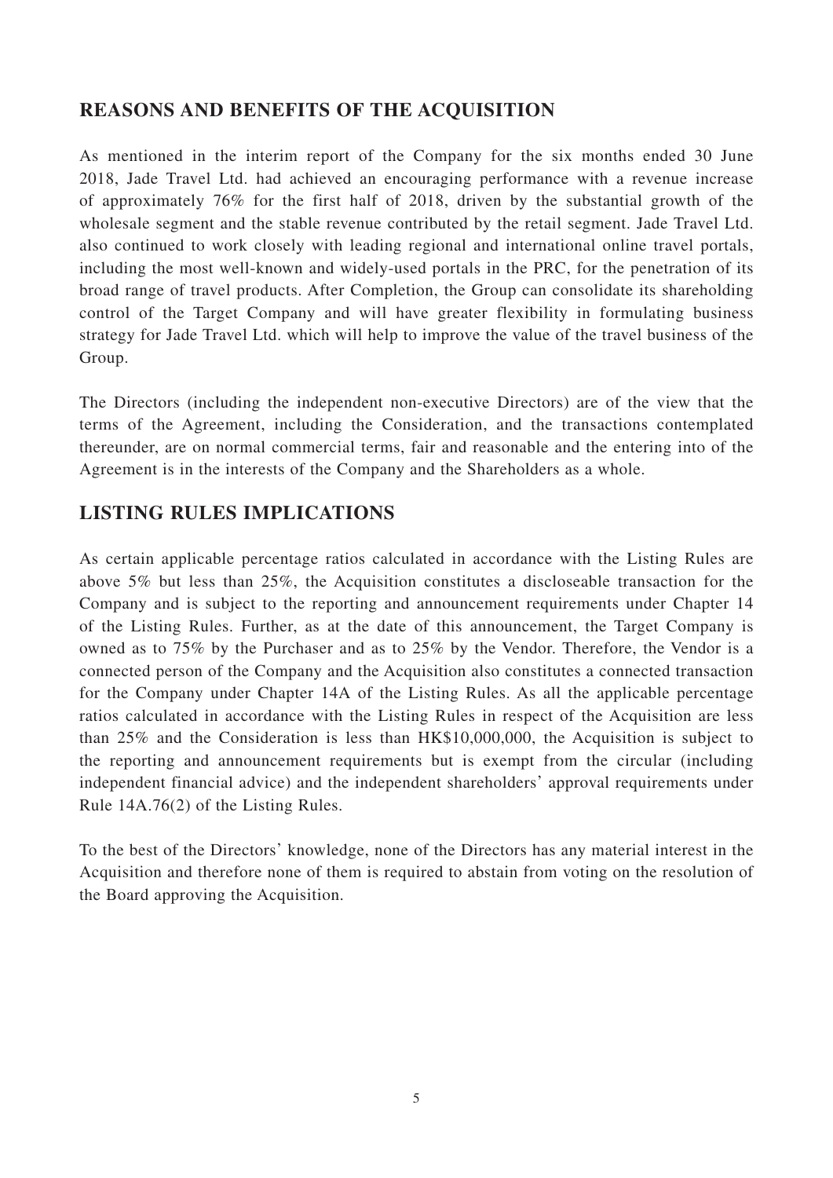## REASONS AND BENEFITS OF THE ACQUISITION

As mentioned in the interim report of the Company for the six months ended 30 June 2018, Jade Travel Ltd. had achieved an encouraging performance with a revenue increase of approximately 76% for the first half of 2018, driven by the substantial growth of the wholesale segment and the stable revenue contributed by the retail segment. Jade Travel Ltd. also continued to work closely with leading regional and international online travel portals, including the most well-known and widely-used portals in the PRC, for the penetration of its broad range of travel products. After Completion, the Group can consolidate its shareholding control of the Target Company and will have greater flexibility in formulating business strategy for Jade Travel Ltd. which will help to improve the value of the travel business of the Group.

The Directors (including the independent non-executive Directors) are of the view that the terms of the Agreement, including the Consideration, and the transactions contemplated thereunder, are on normal commercial terms, fair and reasonable and the entering into of the Agreement is in the interests of the Company and the Shareholders as a whole.

## LISTING RULES IMPLICATIONS

As certain applicable percentage ratios calculated in accordance with the Listing Rules are above 5% but less than 25%, the Acquisition constitutes a discloseable transaction for the Company and is subject to the reporting and announcement requirements under Chapter 14 of the Listing Rules. Further, as at the date of this announcement, the Target Company is owned as to 75% by the Purchaser and as to 25% by the Vendor. Therefore, the Vendor is a connected person of the Company and the Acquisition also constitutes a connected transaction for the Company under Chapter 14A of the Listing Rules. As all the applicable percentage ratios calculated in accordance with the Listing Rules in respect of the Acquisition are less than 25% and the Consideration is less than HK$10,000,000, the Acquisition is subject to the reporting and announcement requirements but is exempt from the circular (including independent financial advice) and the independent shareholders' approval requirements under Rule 14A.76(2) of the Listing Rules.

To the best of the Directors' knowledge, none of the Directors has any material interest in the Acquisition and therefore none of them is required to abstain from voting on the resolution of the Board approving the Acquisition.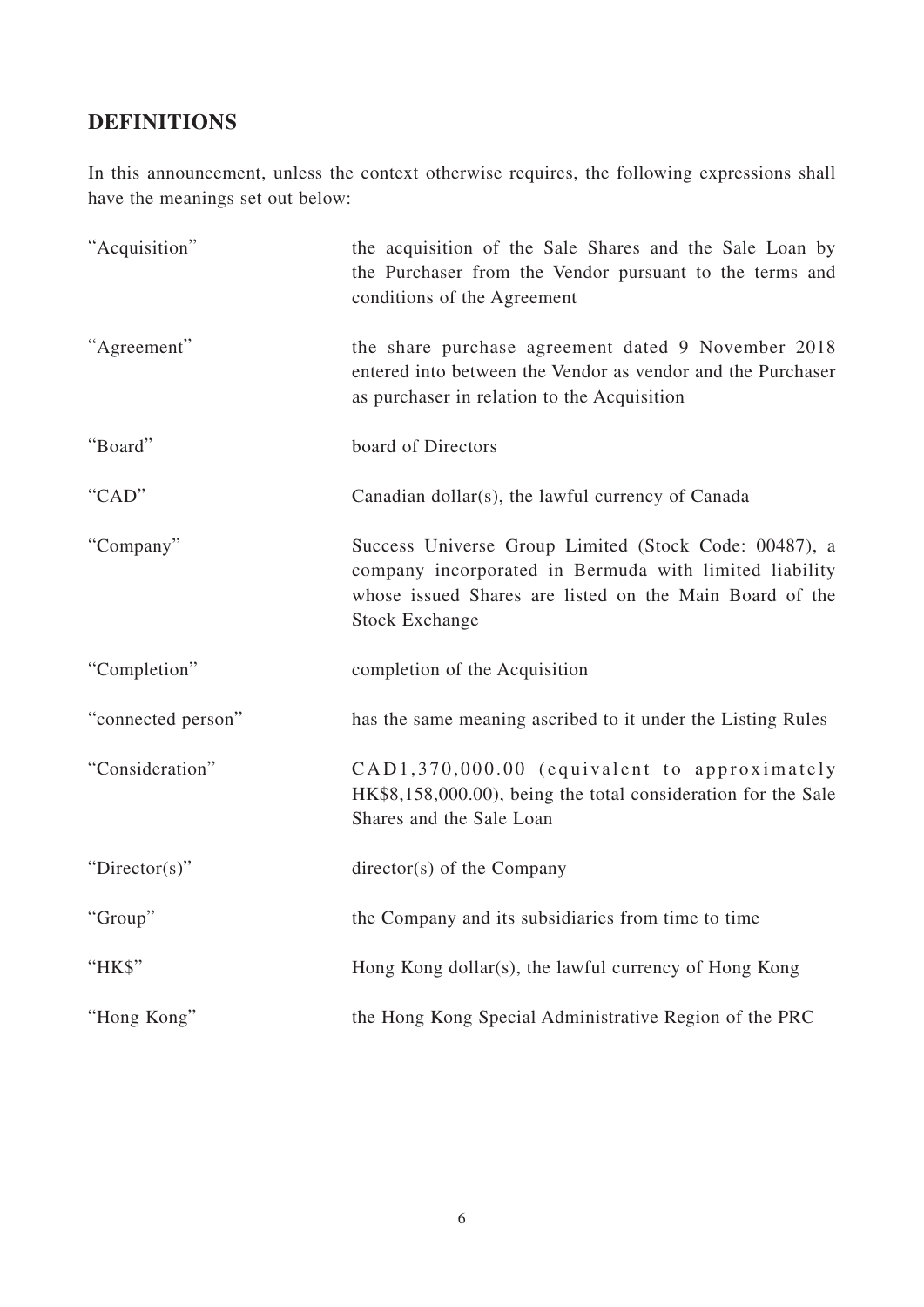## DEFINITIONS

In this announcement, unless the context otherwise requires, the following expressions shall have the meanings set out below:

| | |
|---|---|
| "Acquisition" | the acquisition of the Sale Shares and the Sale Loan by the Purchaser from the Vendor pursuant to the terms and conditions of the Agreement |
| "Agreement" | the share purchase agreement dated 9 November 2018 entered into between the Vendor as vendor and the Purchaser as purchaser in relation to the Acquisition |
| "Board" | board of Directors |
| "CAD" | Canadian dollar(s), the lawful currency of Canada |
| "Company" | Success Universe Group Limited (Stock Code: 00487), a company incorporated in Bermuda with limited liability whose issued Shares are listed on the Main Board of the Stock Exchange |
| "Completion" | completion of the Acquisition |
| "connected person" | has the same meaning ascribed to it under the Listing Rules |
| "Consideration" | CAD1,370,000.00 (equivalent to approximately HK$8,158,000.00), being the total consideration for the Sale Shares and the Sale Loan |
| "Director(s)" | director(s) of the Company |
| "Group" | the Company and its subsidiaries from time to time |
| "HK$" | Hong Kong dollar(s), the lawful currency of Hong Kong |
| "Hong Kong" | the Hong Kong Special Administrative Region of the PRC |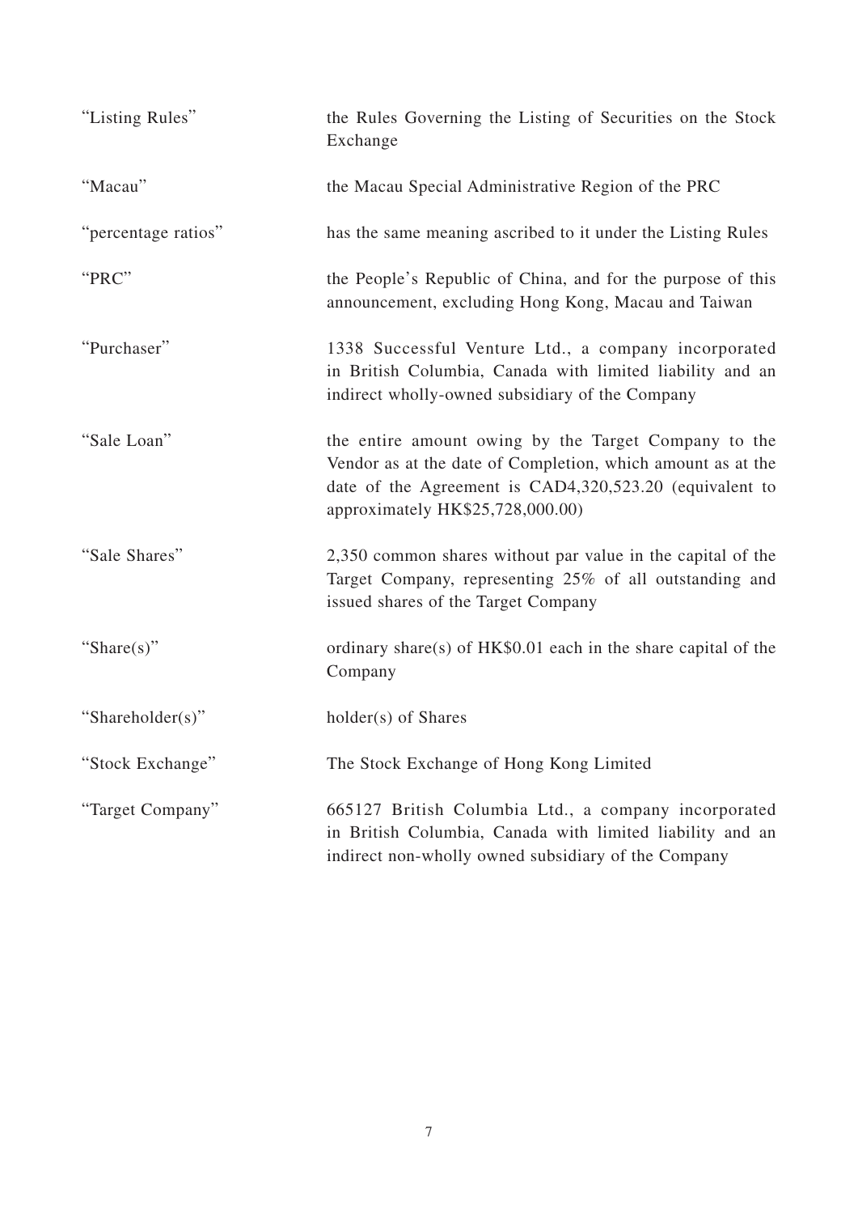| | |
|---|---|
| "Listing Rules" | the Rules Governing the Listing of Securities on the Stock Exchange |
| "Macau" | the Macau Special Administrative Region of the PRC |
| "percentage ratios" | has the same meaning ascribed to it under the Listing Rules |
| "PRC" | the People's Republic of China, and for the purpose of this announcement, excluding Hong Kong, Macau and Taiwan |
| "Purchaser" | 1338 Successful Venture Ltd., a company incorporated in British Columbia, Canada with limited liability and an indirect wholly-owned subsidiary of the Company |
| "Sale Loan" | the entire amount owing by the Target Company to the Vendor as at the date of Completion, which amount as at the date of the Agreement is CAD4,320,523.20 (equivalent to approximately HK$25,728,000.00) |
| "Sale Shares" | 2,350 common shares without par value in the capital of the Target Company, representing 25% of all outstanding and issued shares of the Target Company |
| "Share(s)" | ordinary share(s) of HK$0.01 each in the share capital of the Company |
| "Shareholder(s)" | holder(s) of Shares |
| "Stock Exchange" | The Stock Exchange of Hong Kong Limited |
| "Target Company" | 665127 British Columbia Ltd., a company incorporated in British Columbia, Canada with limited liability and an indirect non-wholly owned subsidiary of the Company |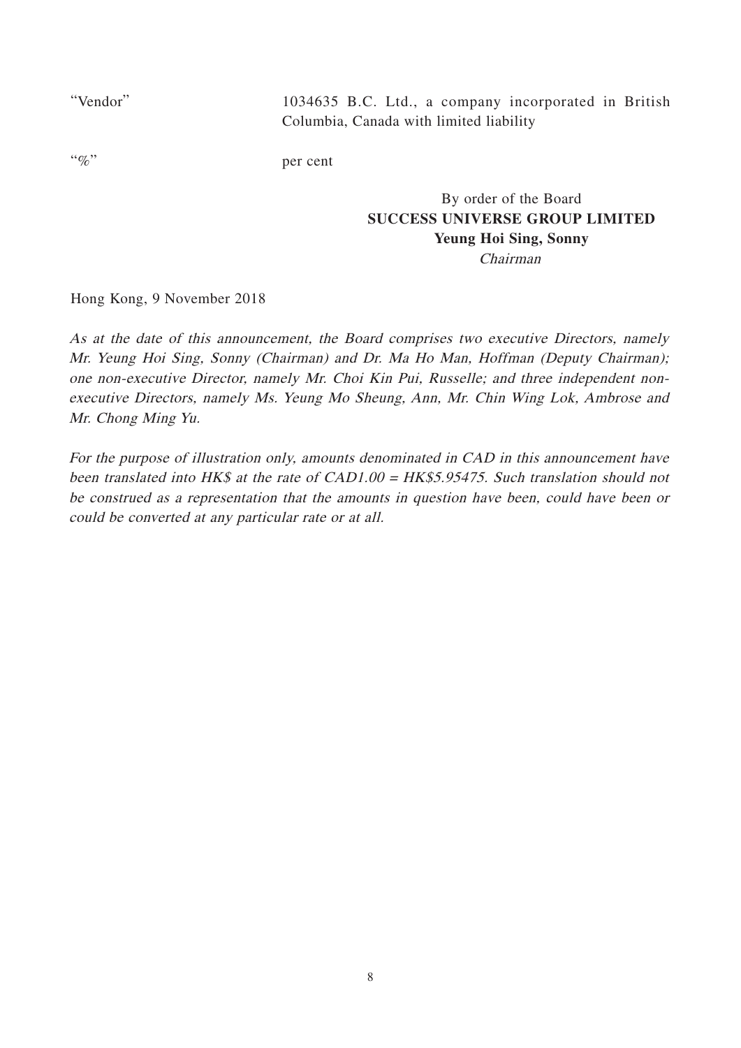| | |
|---|---|
| "Vendor" | 1034635 B.C. Ltd., a company incorporated in British Columbia, Canada with limited liability |
| "%" | per cent |

By order of the Board
**SUCCESS UNIVERSE GROUP LIMITED**
**Yeung Hoi Sing, Sonny**
*Chairman*

Hong Kong, 9 November 2018

*As at the date of this announcement, the Board comprises two executive Directors, namely Mr. Yeung Hoi Sing, Sonny (Chairman) and Dr. Ma Ho Man, Hoffman (Deputy Chairman); one non-executive Director, namely Mr. Choi Kin Pui, Russelle; and three independent non-executive Directors, namely Ms. Yeung Mo Sheung, Ann, Mr. Chin Wing Lok, Ambrose and Mr. Chong Ming Yu.*

*For the purpose of illustration only, amounts denominated in CAD in this announcement have been translated into HK$ at the rate of CAD1.00 = HK$5.95475. Such translation should not be construed as a representation that the amounts in question have been, could have been or could be converted at any particular rate or at all.*